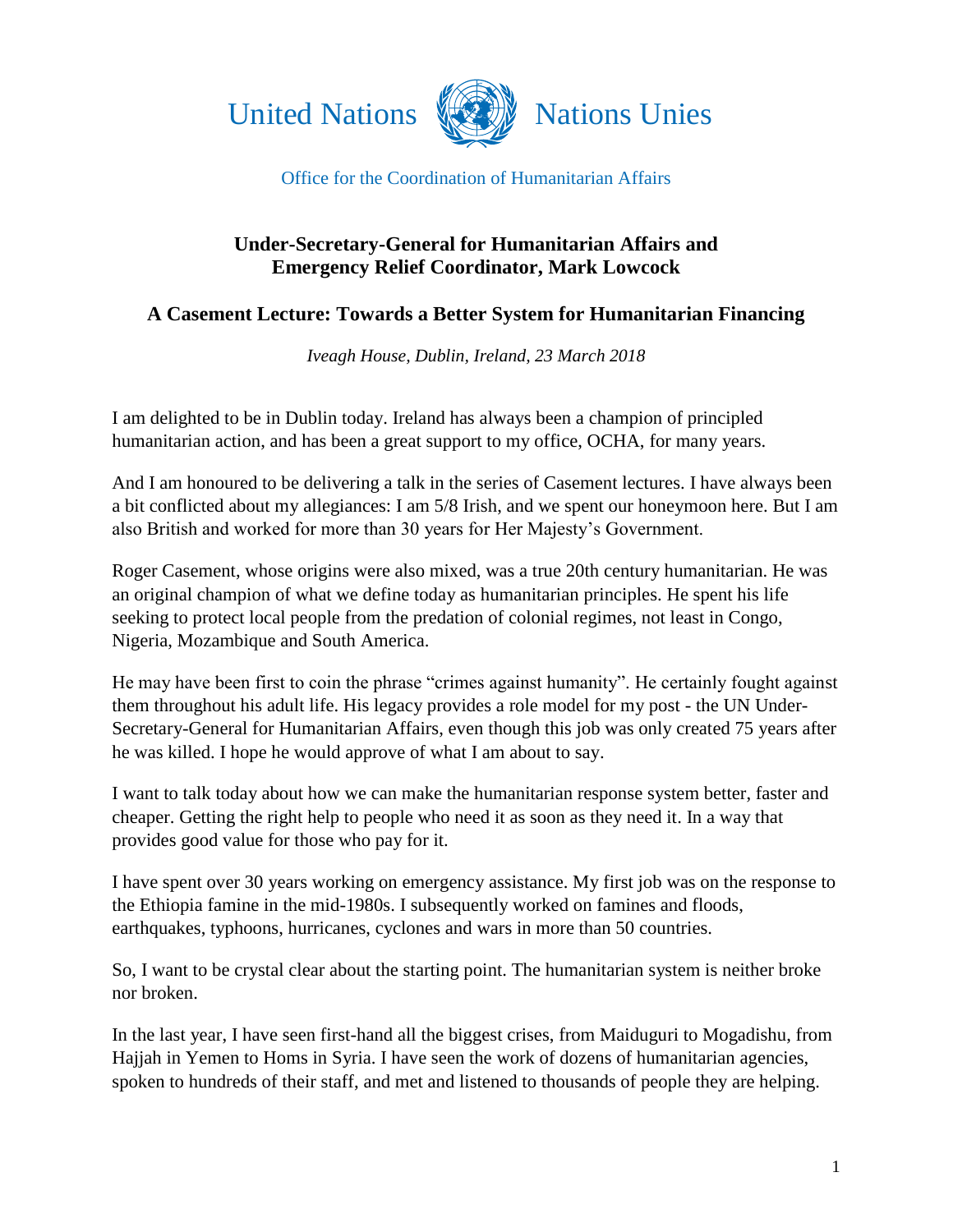United Nations Nations Unies

Office for the Coordination of Humanitarian Affairs

**Under-Secretary-General for Humanitarian Affairs and Emergency Relief Coordinator, Mark Lowcock**

## A Casement Lecture: Towards a Better System for Humanitarian Financing

*Iveagh House, Dublin, Ireland, 23 March 2018*

I am delighted to be in Dublin today. Ireland has always been a champion of principled humanitarian action, and has been a great support to my office, OCHA, for many years.

And I am honoured to be delivering a talk in the series of Casement lectures. I have always been a bit conflicted about my allegiances: I am 5/8 Irish, and we spent our honeymoon here. But I am also British and worked for more than 30 years for Her Majesty's Government.

Roger Casement, whose origins were also mixed, was a true 20th century humanitarian. He was an original champion of what we define today as humanitarian principles. He spent his life seeking to protect local people from the predation of colonial regimes, not least in Congo, Nigeria, Mozambique and South America.

He may have been first to coin the phrase "crimes against humanity". He certainly fought against them throughout his adult life. His legacy provides a role model for my post - the UN Under-Secretary-General for Humanitarian Affairs, even though this job was only created 75 years after he was killed. I hope he would approve of what I am about to say.

I want to talk today about how we can make the humanitarian response system better, faster and cheaper. Getting the right help to people who need it as soon as they need it. In a way that provides good value for those who pay for it.

I have spent over 30 years working on emergency assistance. My first job was on the response to the Ethiopia famine in the mid-1980s. I subsequently worked on famines and floods, earthquakes, typhoons, hurricanes, cyclones and wars in more than 50 countries.

So, I want to be crystal clear about the starting point. The humanitarian system is neither broke nor broken.

In the last year, I have seen first-hand all the biggest crises, from Maiduguri to Mogadishu, from Hajjah in Yemen to Homs in Syria. I have seen the work of dozens of humanitarian agencies, spoken to hundreds of their staff, and met and listened to thousands of people they are helping.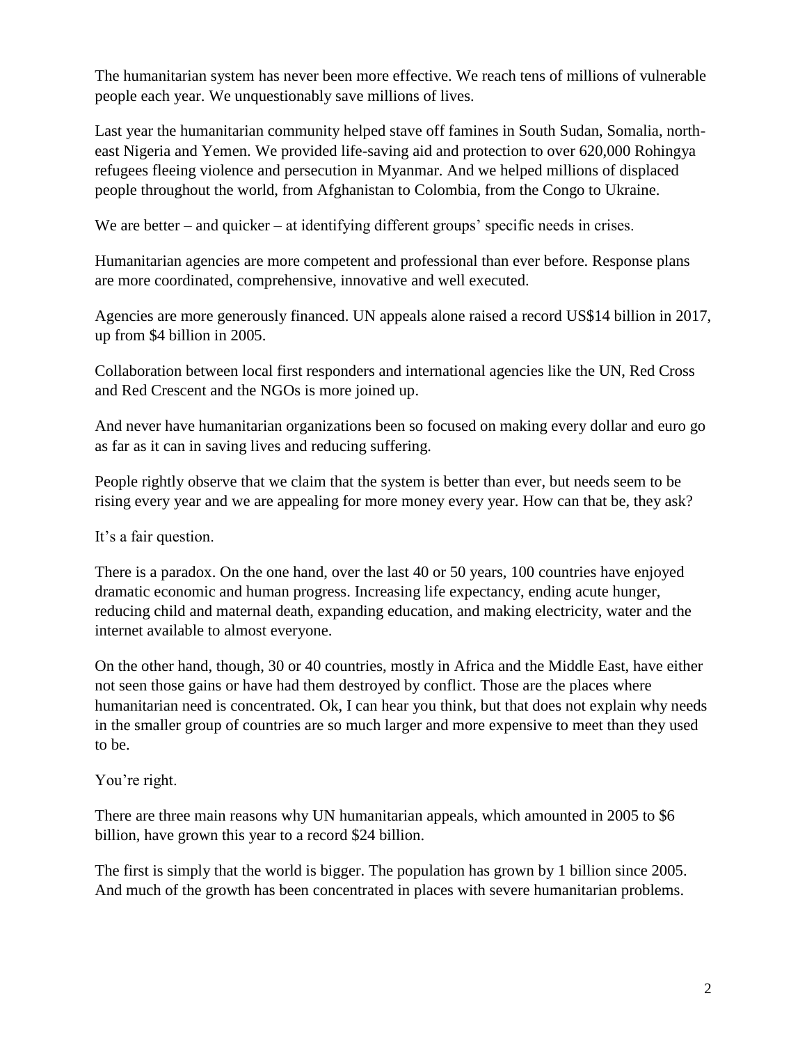The humanitarian system has never been more effective. We reach tens of millions of vulnerable people each year. We unquestionably save millions of lives.

Last year the humanitarian community helped stave off famines in South Sudan, Somalia, north-east Nigeria and Yemen. We provided life-saving aid and protection to over 620,000 Rohingya refugees fleeing violence and persecution in Myanmar. And we helped millions of displaced people throughout the world, from Afghanistan to Colombia, from the Congo to Ukraine.

We are better – and quicker – at identifying different groups' specific needs in crises.

Humanitarian agencies are more competent and professional than ever before. Response plans are more coordinated, comprehensive, innovative and well executed.

Agencies are more generously financed. UN appeals alone raised a record US$14 billion in 2017, up from $4 billion in 2005.

Collaboration between local first responders and international agencies like the UN, Red Cross and Red Crescent and the NGOs is more joined up.

And never have humanitarian organizations been so focused on making every dollar and euro go as far as it can in saving lives and reducing suffering.

People rightly observe that we claim that the system is better than ever, but needs seem to be rising every year and we are appealing for more money every year. How can that be, they ask?

It's a fair question.

There is a paradox. On the one hand, over the last 40 or 50 years, 100 countries have enjoyed dramatic economic and human progress. Increasing life expectancy, ending acute hunger, reducing child and maternal death, expanding education, and making electricity, water and the internet available to almost everyone.

On the other hand, though, 30 or 40 countries, mostly in Africa and the Middle East, have either not seen those gains or have had them destroyed by conflict. Those are the places where humanitarian need is concentrated. Ok, I can hear you think, but that does not explain why needs in the smaller group of countries are so much larger and more expensive to meet than they used to be.

You're right.

There are three main reasons why UN humanitarian appeals, which amounted in 2005 to $6 billion, have grown this year to a record $24 billion.

The first is simply that the world is bigger. The population has grown by 1 billion since 2005. And much of the growth has been concentrated in places with severe humanitarian problems.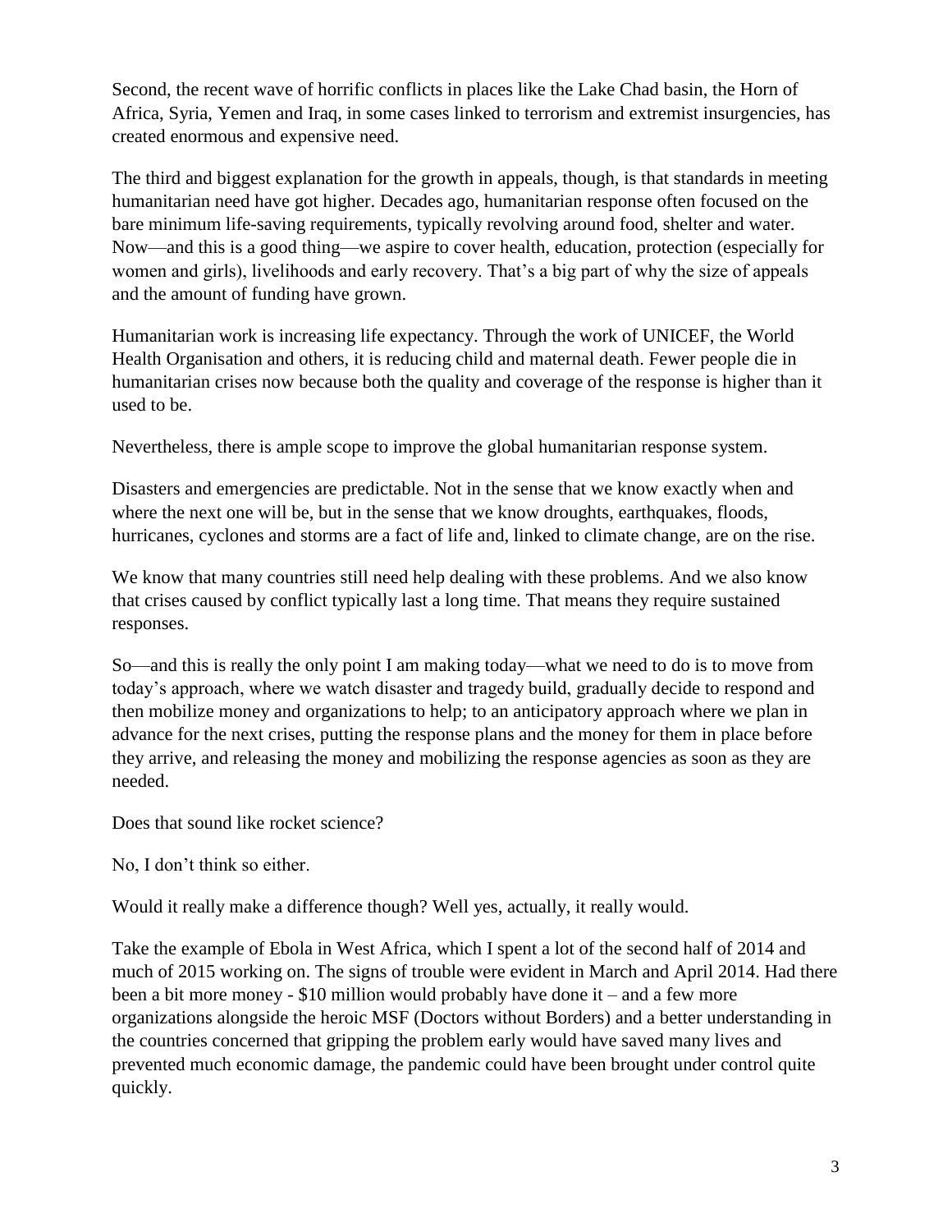Second, the recent wave of horrific conflicts in places like the Lake Chad basin, the Horn of Africa, Syria, Yemen and Iraq, in some cases linked to terrorism and extremist insurgencies, has created enormous and expensive need.

The third and biggest explanation for the growth in appeals, though, is that standards in meeting humanitarian need have got higher. Decades ago, humanitarian response often focused on the bare minimum life-saving requirements, typically revolving around food, shelter and water. Now—and this is a good thing—we aspire to cover health, education, protection (especially for women and girls), livelihoods and early recovery. That's a big part of why the size of appeals and the amount of funding have grown.

Humanitarian work is increasing life expectancy. Through the work of UNICEF, the World Health Organisation and others, it is reducing child and maternal death. Fewer people die in humanitarian crises now because both the quality and coverage of the response is higher than it used to be.

Nevertheless, there is ample scope to improve the global humanitarian response system.

Disasters and emergencies are predictable. Not in the sense that we know exactly when and where the next one will be, but in the sense that we know droughts, earthquakes, floods, hurricanes, cyclones and storms are a fact of life and, linked to climate change, are on the rise.

We know that many countries still need help dealing with these problems. And we also know that crises caused by conflict typically last a long time. That means they require sustained responses.

So—and this is really the only point I am making today—what we need to do is to move from today's approach, where we watch disaster and tragedy build, gradually decide to respond and then mobilize money and organizations to help; to an anticipatory approach where we plan in advance for the next crises, putting the response plans and the money for them in place before they arrive, and releasing the money and mobilizing the response agencies as soon as they are needed.

Does that sound like rocket science?

No, I don't think so either.

Would it really make a difference though? Well yes, actually, it really would.

Take the example of Ebola in West Africa, which I spent a lot of the second half of 2014 and much of 2015 working on. The signs of trouble were evident in March and April 2014. Had there been a bit more money - $10 million would probably have done it – and a few more organizations alongside the heroic MSF (Doctors without Borders) and a better understanding in the countries concerned that gripping the problem early would have saved many lives and prevented much economic damage, the pandemic could have been brought under control quite quickly.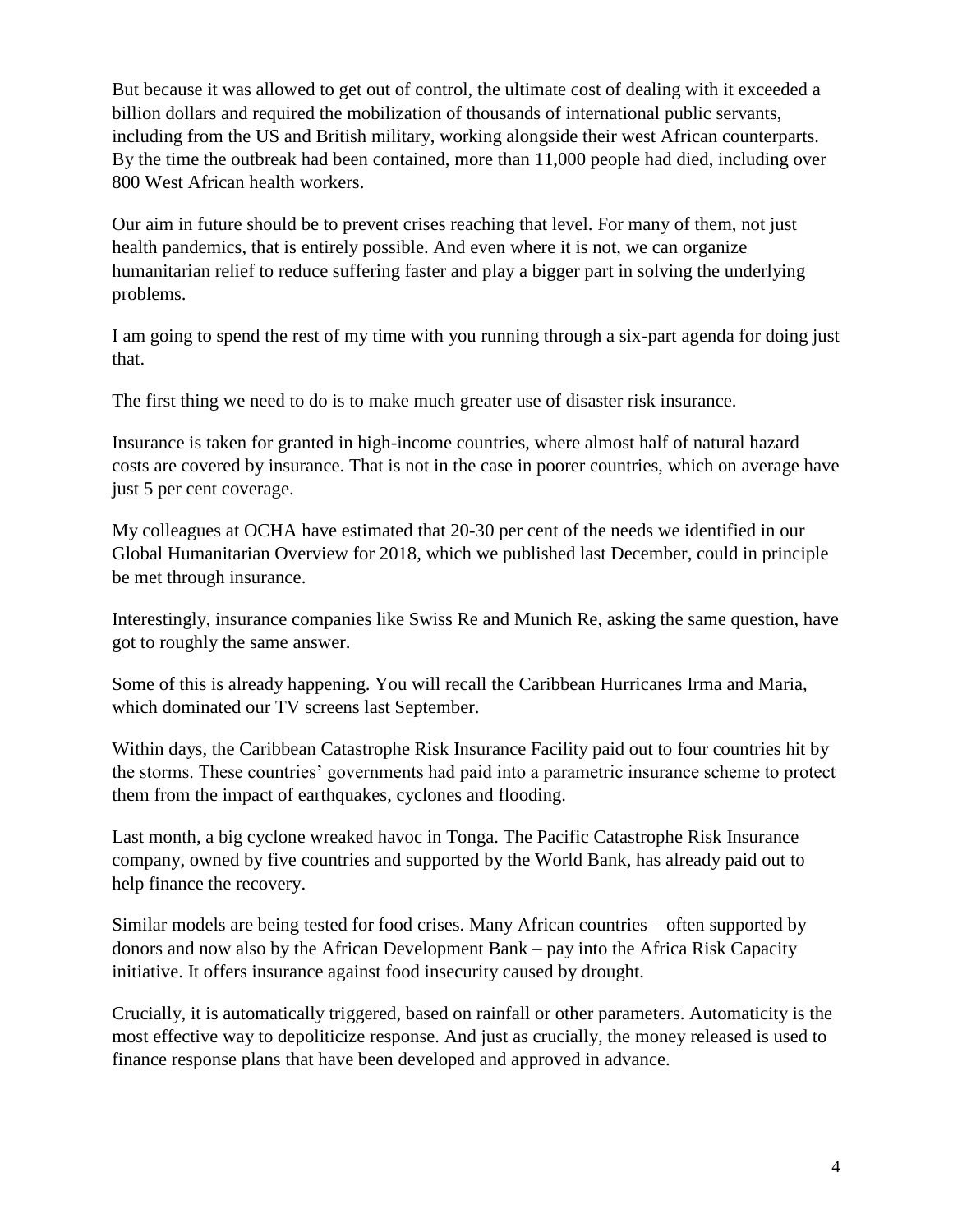But because it was allowed to get out of control, the ultimate cost of dealing with it exceeded a billion dollars and required the mobilization of thousands of international public servants, including from the US and British military, working alongside their west African counterparts. By the time the outbreak had been contained, more than 11,000 people had died, including over 800 West African health workers.

Our aim in future should be to prevent crises reaching that level. For many of them, not just health pandemics, that is entirely possible. And even where it is not, we can organize humanitarian relief to reduce suffering faster and play a bigger part in solving the underlying problems.

I am going to spend the rest of my time with you running through a six-part agenda for doing just that.

The first thing we need to do is to make much greater use of disaster risk insurance.

Insurance is taken for granted in high-income countries, where almost half of natural hazard costs are covered by insurance. That is not in the case in poorer countries, which on average have just 5 per cent coverage.

My colleagues at OCHA have estimated that 20-30 per cent of the needs we identified in our Global Humanitarian Overview for 2018, which we published last December, could in principle be met through insurance.

Interestingly, insurance companies like Swiss Re and Munich Re, asking the same question, have got to roughly the same answer.

Some of this is already happening. You will recall the Caribbean Hurricanes Irma and Maria, which dominated our TV screens last September.

Within days, the Caribbean Catastrophe Risk Insurance Facility paid out to four countries hit by the storms. These countries' governments had paid into a parametric insurance scheme to protect them from the impact of earthquakes, cyclones and flooding.

Last month, a big cyclone wreaked havoc in Tonga. The Pacific Catastrophe Risk Insurance company, owned by five countries and supported by the World Bank, has already paid out to help finance the recovery.

Similar models are being tested for food crises. Many African countries – often supported by donors and now also by the African Development Bank – pay into the Africa Risk Capacity initiative. It offers insurance against food insecurity caused by drought.

Crucially, it is automatically triggered, based on rainfall or other parameters. Automaticity is the most effective way to depoliticize response. And just as crucially, the money released is used to finance response plans that have been developed and approved in advance.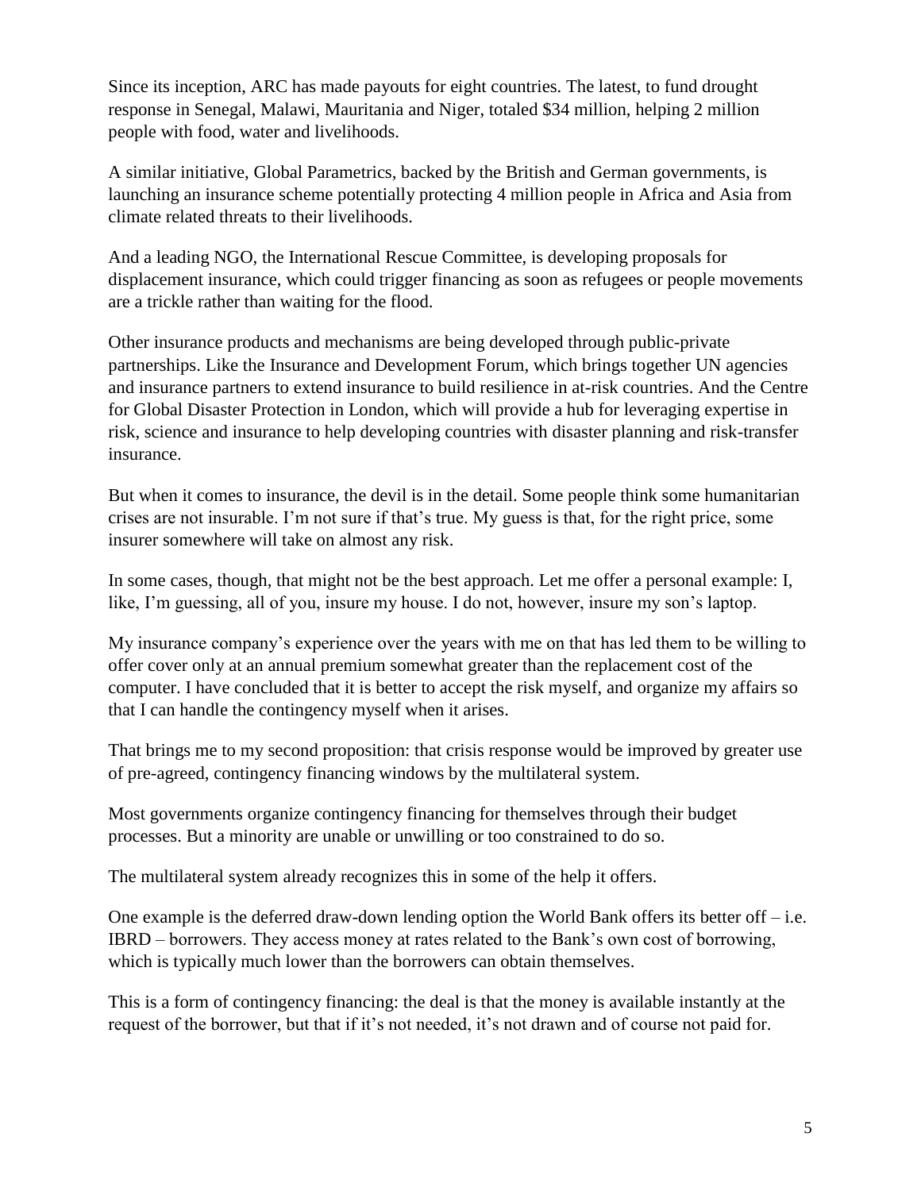Since its inception, ARC has made payouts for eight countries. The latest, to fund drought response in Senegal, Malawi, Mauritania and Niger, totaled $34 million, helping 2 million people with food, water and livelihoods.

A similar initiative, Global Parametrics, backed by the British and German governments, is launching an insurance scheme potentially protecting 4 million people in Africa and Asia from climate related threats to their livelihoods.

And a leading NGO, the International Rescue Committee, is developing proposals for displacement insurance, which could trigger financing as soon as refugees or people movements are a trickle rather than waiting for the flood.

Other insurance products and mechanisms are being developed through public-private partnerships. Like the Insurance and Development Forum, which brings together UN agencies and insurance partners to extend insurance to build resilience in at-risk countries. And the Centre for Global Disaster Protection in London, which will provide a hub for leveraging expertise in risk, science and insurance to help developing countries with disaster planning and risk-transfer insurance.

But when it comes to insurance, the devil is in the detail. Some people think some humanitarian crises are not insurable. I'm not sure if that's true. My guess is that, for the right price, some insurer somewhere will take on almost any risk.

In some cases, though, that might not be the best approach. Let me offer a personal example: I, like, I'm guessing, all of you, insure my house. I do not, however, insure my son's laptop.

My insurance company's experience over the years with me on that has led them to be willing to offer cover only at an annual premium somewhat greater than the replacement cost of the computer. I have concluded that it is better to accept the risk myself, and organize my affairs so that I can handle the contingency myself when it arises.

That brings me to my second proposition: that crisis response would be improved by greater use of pre-agreed, contingency financing windows by the multilateral system.

Most governments organize contingency financing for themselves through their budget processes. But a minority are unable or unwilling or too constrained to do so.

The multilateral system already recognizes this in some of the help it offers.

One example is the deferred draw-down lending option the World Bank offers its better off – i.e. IBRD – borrowers. They access money at rates related to the Bank's own cost of borrowing, which is typically much lower than the borrowers can obtain themselves.

This is a form of contingency financing: the deal is that the money is available instantly at the request of the borrower, but that if it's not needed, it's not drawn and of course not paid for.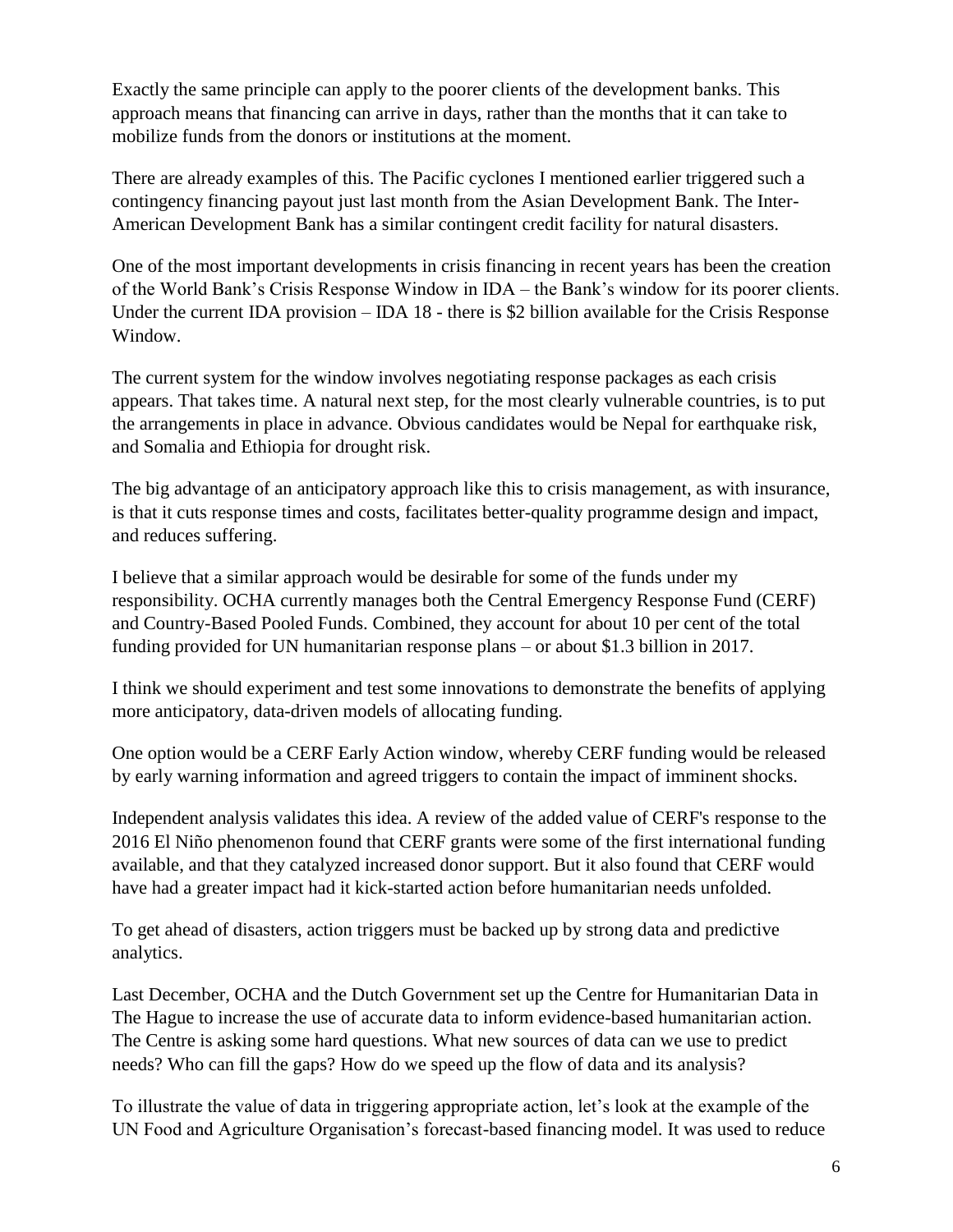Exactly the same principle can apply to the poorer clients of the development banks. This approach means that financing can arrive in days, rather than the months that it can take to mobilize funds from the donors or institutions at the moment.

There are already examples of this. The Pacific cyclones I mentioned earlier triggered such a contingency financing payout just last month from the Asian Development Bank. The Inter-American Development Bank has a similar contingent credit facility for natural disasters.

One of the most important developments in crisis financing in recent years has been the creation of the World Bank's Crisis Response Window in IDA – the Bank's window for its poorer clients. Under the current IDA provision – IDA 18 - there is $2 billion available for the Crisis Response Window.

The current system for the window involves negotiating response packages as each crisis appears. That takes time. A natural next step, for the most clearly vulnerable countries, is to put the arrangements in place in advance. Obvious candidates would be Nepal for earthquake risk, and Somalia and Ethiopia for drought risk.

The big advantage of an anticipatory approach like this to crisis management, as with insurance, is that it cuts response times and costs, facilitates better-quality programme design and impact, and reduces suffering.

I believe that a similar approach would be desirable for some of the funds under my responsibility. OCHA currently manages both the Central Emergency Response Fund (CERF) and Country-Based Pooled Funds. Combined, they account for about 10 per cent of the total funding provided for UN humanitarian response plans – or about $1.3 billion in 2017.

I think we should experiment and test some innovations to demonstrate the benefits of applying more anticipatory, data-driven models of allocating funding.

One option would be a CERF Early Action window, whereby CERF funding would be released by early warning information and agreed triggers to contain the impact of imminent shocks.

Independent analysis validates this idea. A review of the added value of CERF's response to the 2016 El Niño phenomenon found that CERF grants were some of the first international funding available, and that they catalyzed increased donor support. But it also found that CERF would have had a greater impact had it kick-started action before humanitarian needs unfolded.

To get ahead of disasters, action triggers must be backed up by strong data and predictive analytics.

Last December, OCHA and the Dutch Government set up the Centre for Humanitarian Data in The Hague to increase the use of accurate data to inform evidence-based humanitarian action. The Centre is asking some hard questions. What new sources of data can we use to predict needs? Who can fill the gaps? How do we speed up the flow of data and its analysis?

To illustrate the value of data in triggering appropriate action, let's look at the example of the UN Food and Agriculture Organisation's forecast-based financing model. It was used to reduce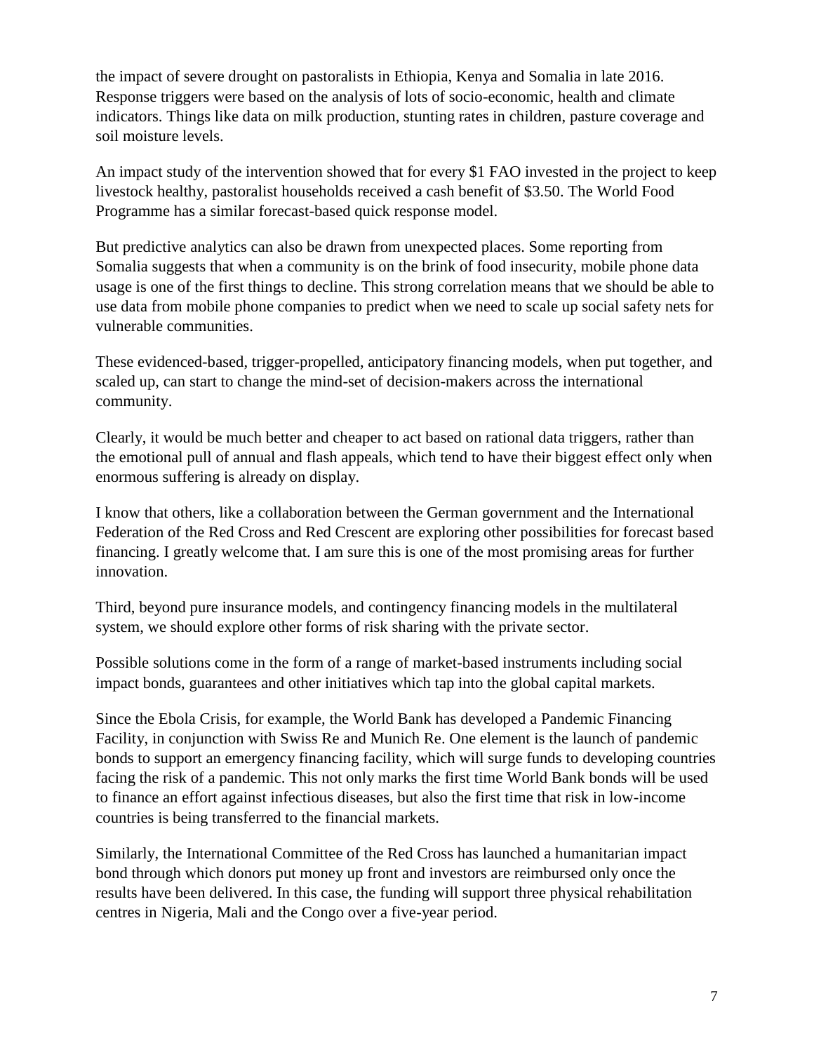the impact of severe drought on pastoralists in Ethiopia, Kenya and Somalia in late 2016. Response triggers were based on the analysis of lots of socio-economic, health and climate indicators. Things like data on milk production, stunting rates in children, pasture coverage and soil moisture levels.

An impact study of the intervention showed that for every $1 FAO invested in the project to keep livestock healthy, pastoralist households received a cash benefit of $3.50. The World Food Programme has a similar forecast-based quick response model.

But predictive analytics can also be drawn from unexpected places. Some reporting from Somalia suggests that when a community is on the brink of food insecurity, mobile phone data usage is one of the first things to decline. This strong correlation means that we should be able to use data from mobile phone companies to predict when we need to scale up social safety nets for vulnerable communities.

These evidenced-based, trigger-propelled, anticipatory financing models, when put together, and scaled up, can start to change the mind-set of decision-makers across the international community.

Clearly, it would be much better and cheaper to act based on rational data triggers, rather than the emotional pull of annual and flash appeals, which tend to have their biggest effect only when enormous suffering is already on display.

I know that others, like a collaboration between the German government and the International Federation of the Red Cross and Red Crescent are exploring other possibilities for forecast based financing. I greatly welcome that. I am sure this is one of the most promising areas for further innovation.

Third, beyond pure insurance models, and contingency financing models in the multilateral system, we should explore other forms of risk sharing with the private sector.

Possible solutions come in the form of a range of market-based instruments including social impact bonds, guarantees and other initiatives which tap into the global capital markets.

Since the Ebola Crisis, for example, the World Bank has developed a Pandemic Financing Facility, in conjunction with Swiss Re and Munich Re. One element is the launch of pandemic bonds to support an emergency financing facility, which will surge funds to developing countries facing the risk of a pandemic. This not only marks the first time World Bank bonds will be used to finance an effort against infectious diseases, but also the first time that risk in low-income countries is being transferred to the financial markets.

Similarly, the International Committee of the Red Cross has launched a humanitarian impact bond through which donors put money up front and investors are reimbursed only once the results have been delivered. In this case, the funding will support three physical rehabilitation centres in Nigeria, Mali and the Congo over a five-year period.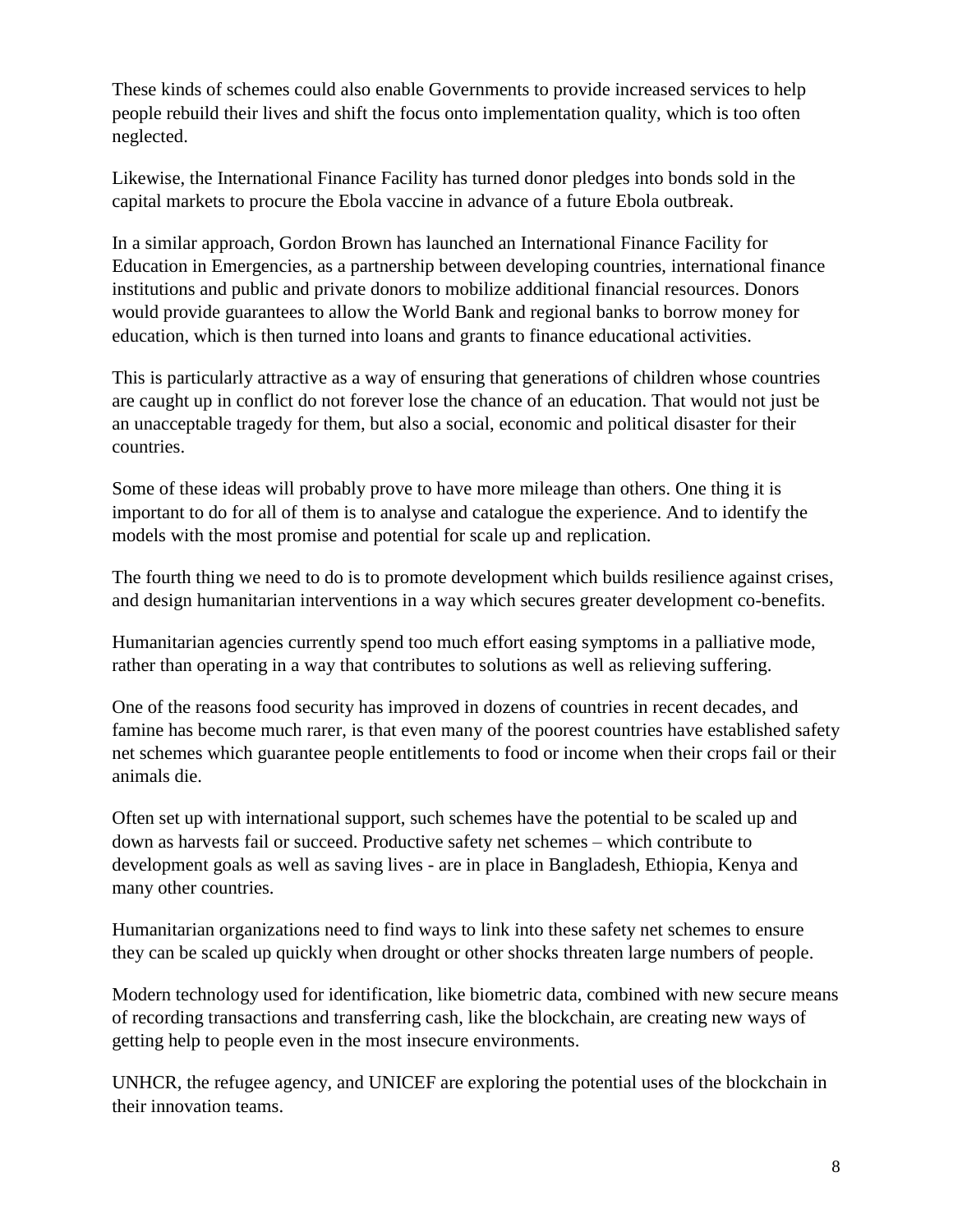These kinds of schemes could also enable Governments to provide increased services to help people rebuild their lives and shift the focus onto implementation quality, which is too often neglected.

Likewise, the International Finance Facility has turned donor pledges into bonds sold in the capital markets to procure the Ebola vaccine in advance of a future Ebola outbreak.

In a similar approach, Gordon Brown has launched an International Finance Facility for Education in Emergencies, as a partnership between developing countries, international finance institutions and public and private donors to mobilize additional financial resources. Donors would provide guarantees to allow the World Bank and regional banks to borrow money for education, which is then turned into loans and grants to finance educational activities.

This is particularly attractive as a way of ensuring that generations of children whose countries are caught up in conflict do not forever lose the chance of an education. That would not just be an unacceptable tragedy for them, but also a social, economic and political disaster for their countries.

Some of these ideas will probably prove to have more mileage than others. One thing it is important to do for all of them is to analyse and catalogue the experience. And to identify the models with the most promise and potential for scale up and replication.

The fourth thing we need to do is to promote development which builds resilience against crises, and design humanitarian interventions in a way which secures greater development co-benefits.

Humanitarian agencies currently spend too much effort easing symptoms in a palliative mode, rather than operating in a way that contributes to solutions as well as relieving suffering.

One of the reasons food security has improved in dozens of countries in recent decades, and famine has become much rarer, is that even many of the poorest countries have established safety net schemes which guarantee people entitlements to food or income when their crops fail or their animals die.

Often set up with international support, such schemes have the potential to be scaled up and down as harvests fail or succeed. Productive safety net schemes – which contribute to development goals as well as saving lives - are in place in Bangladesh, Ethiopia, Kenya and many other countries.

Humanitarian organizations need to find ways to link into these safety net schemes to ensure they can be scaled up quickly when drought or other shocks threaten large numbers of people.

Modern technology used for identification, like biometric data, combined with new secure means of recording transactions and transferring cash, like the blockchain, are creating new ways of getting help to people even in the most insecure environments.

UNHCR, the refugee agency, and UNICEF are exploring the potential uses of the blockchain in their innovation teams.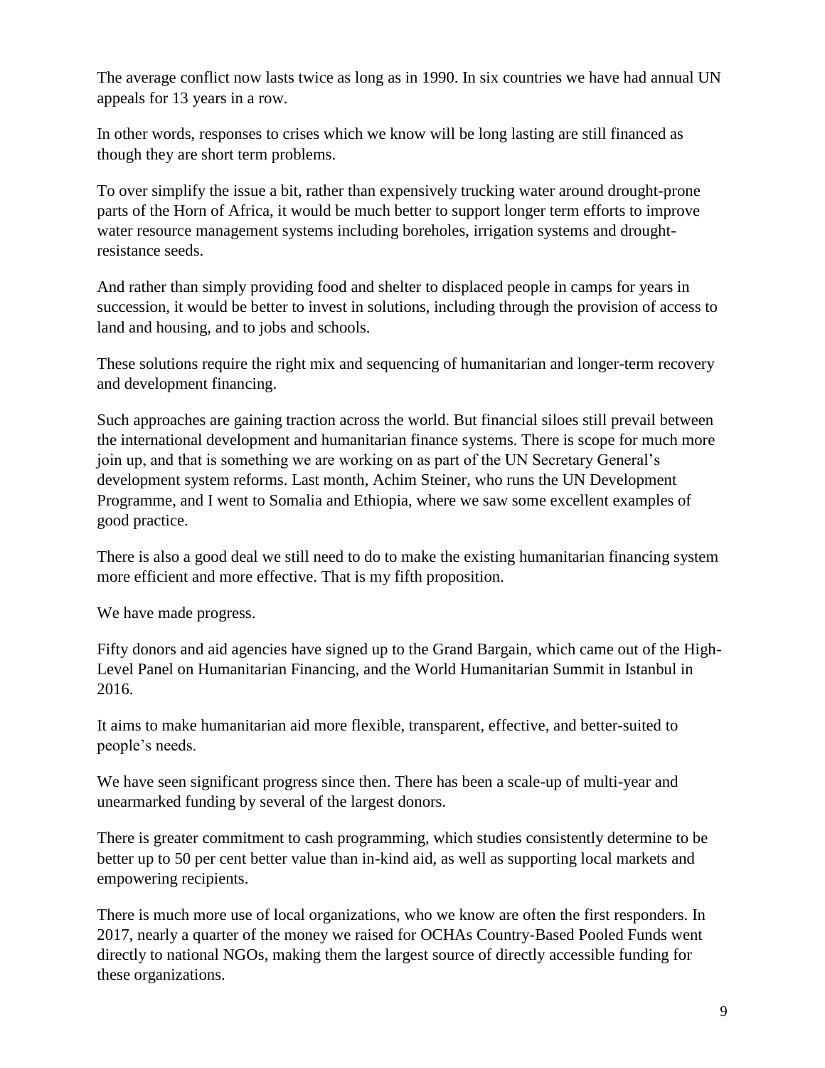The average conflict now lasts twice as long as in 1990. In six countries we have had annual UN appeals for 13 years in a row.

In other words, responses to crises which we know will be long lasting are still financed as though they are short term problems.

To over simplify the issue a bit, rather than expensively trucking water around drought-prone parts of the Horn of Africa, it would be much better to support longer term efforts to improve water resource management systems including boreholes, irrigation systems and drought-resistance seeds.

And rather than simply providing food and shelter to displaced people in camps for years in succession, it would be better to invest in solutions, including through the provision of access to land and housing, and to jobs and schools.

These solutions require the right mix and sequencing of humanitarian and longer-term recovery and development financing.

Such approaches are gaining traction across the world. But financial siloes still prevail between the international development and humanitarian finance systems. There is scope for much more join up, and that is something we are working on as part of the UN Secretary General's development system reforms. Last month, Achim Steiner, who runs the UN Development Programme, and I went to Somalia and Ethiopia, where we saw some excellent examples of good practice.

There is also a good deal we still need to do to make the existing humanitarian financing system more efficient and more effective. That is my fifth proposition.

We have made progress.

Fifty donors and aid agencies have signed up to the Grand Bargain, which came out of the High-Level Panel on Humanitarian Financing, and the World Humanitarian Summit in Istanbul in 2016.

It aims to make humanitarian aid more flexible, transparent, effective, and better-suited to people's needs.

We have seen significant progress since then. There has been a scale-up of multi-year and unearmarked funding by several of the largest donors.

There is greater commitment to cash programming, which studies consistently determine to be better up to 50 per cent better value than in-kind aid, as well as supporting local markets and empowering recipients.

There is much more use of local organizations, who we know are often the first responders. In 2017, nearly a quarter of the money we raised for OCHAs Country-Based Pooled Funds went directly to national NGOs, making them the largest source of directly accessible funding for these organizations.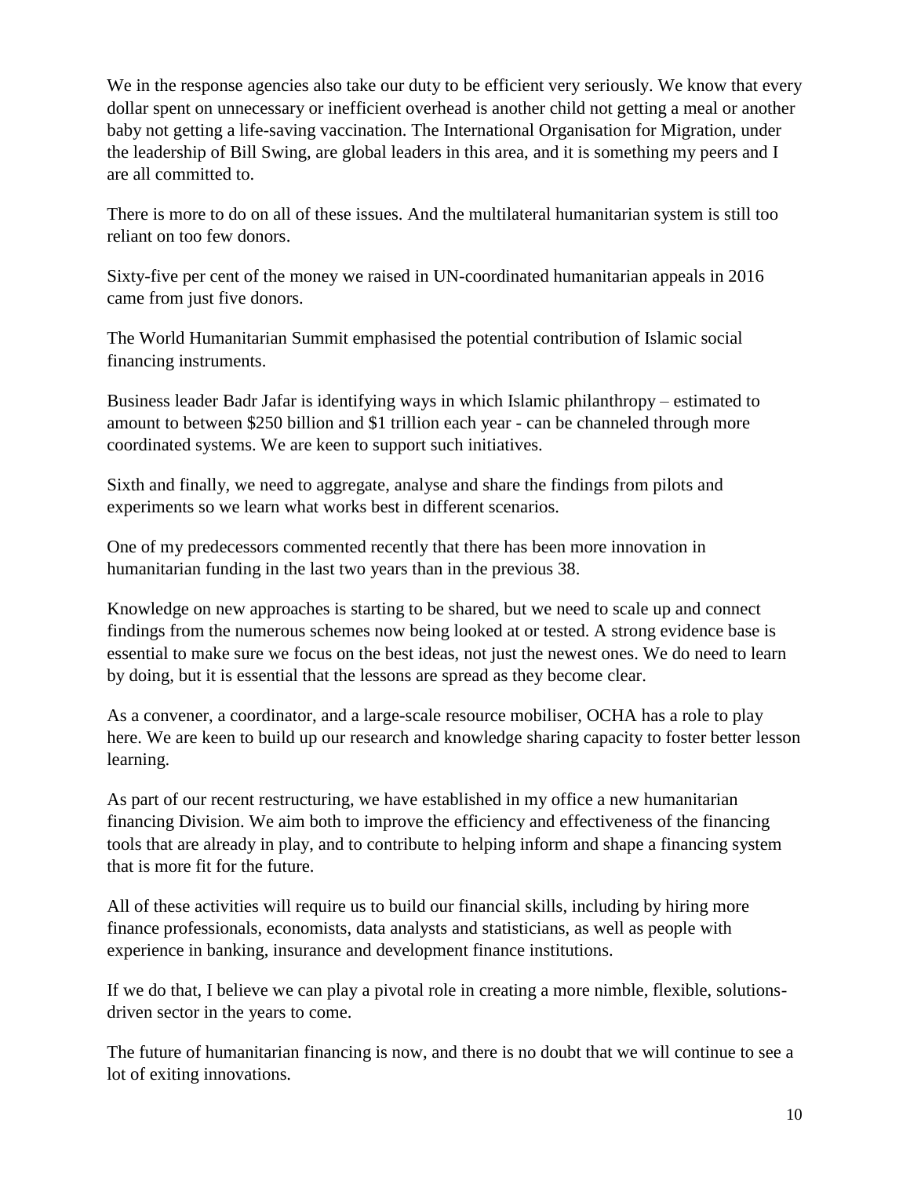We in the response agencies also take our duty to be efficient very seriously. We know that every dollar spent on unnecessary or inefficient overhead is another child not getting a meal or another baby not getting a life-saving vaccination. The International Organisation for Migration, under the leadership of Bill Swing, are global leaders in this area, and it is something my peers and I are all committed to.

There is more to do on all of these issues. And the multilateral humanitarian system is still too reliant on too few donors.

Sixty-five per cent of the money we raised in UN-coordinated humanitarian appeals in 2016 came from just five donors.

The World Humanitarian Summit emphasised the potential contribution of Islamic social financing instruments.

Business leader Badr Jafar is identifying ways in which Islamic philanthropy – estimated to amount to between $250 billion and $1 trillion each year - can be channeled through more coordinated systems. We are keen to support such initiatives.

Sixth and finally, we need to aggregate, analyse and share the findings from pilots and experiments so we learn what works best in different scenarios.

One of my predecessors commented recently that there has been more innovation in humanitarian funding in the last two years than in the previous 38.

Knowledge on new approaches is starting to be shared, but we need to scale up and connect findings from the numerous schemes now being looked at or tested. A strong evidence base is essential to make sure we focus on the best ideas, not just the newest ones. We do need to learn by doing, but it is essential that the lessons are spread as they become clear.

As a convener, a coordinator, and a large-scale resource mobiliser, OCHA has a role to play here. We are keen to build up our research and knowledge sharing capacity to foster better lesson learning.

As part of our recent restructuring, we have established in my office a new humanitarian financing Division. We aim both to improve the efficiency and effectiveness of the financing tools that are already in play, and to contribute to helping inform and shape a financing system that is more fit for the future.

All of these activities will require us to build our financial skills, including by hiring more finance professionals, economists, data analysts and statisticians, as well as people with experience in banking, insurance and development finance institutions.

If we do that, I believe we can play a pivotal role in creating a more nimble, flexible, solutions-driven sector in the years to come.

The future of humanitarian financing is now, and there is no doubt that we will continue to see a lot of exiting innovations.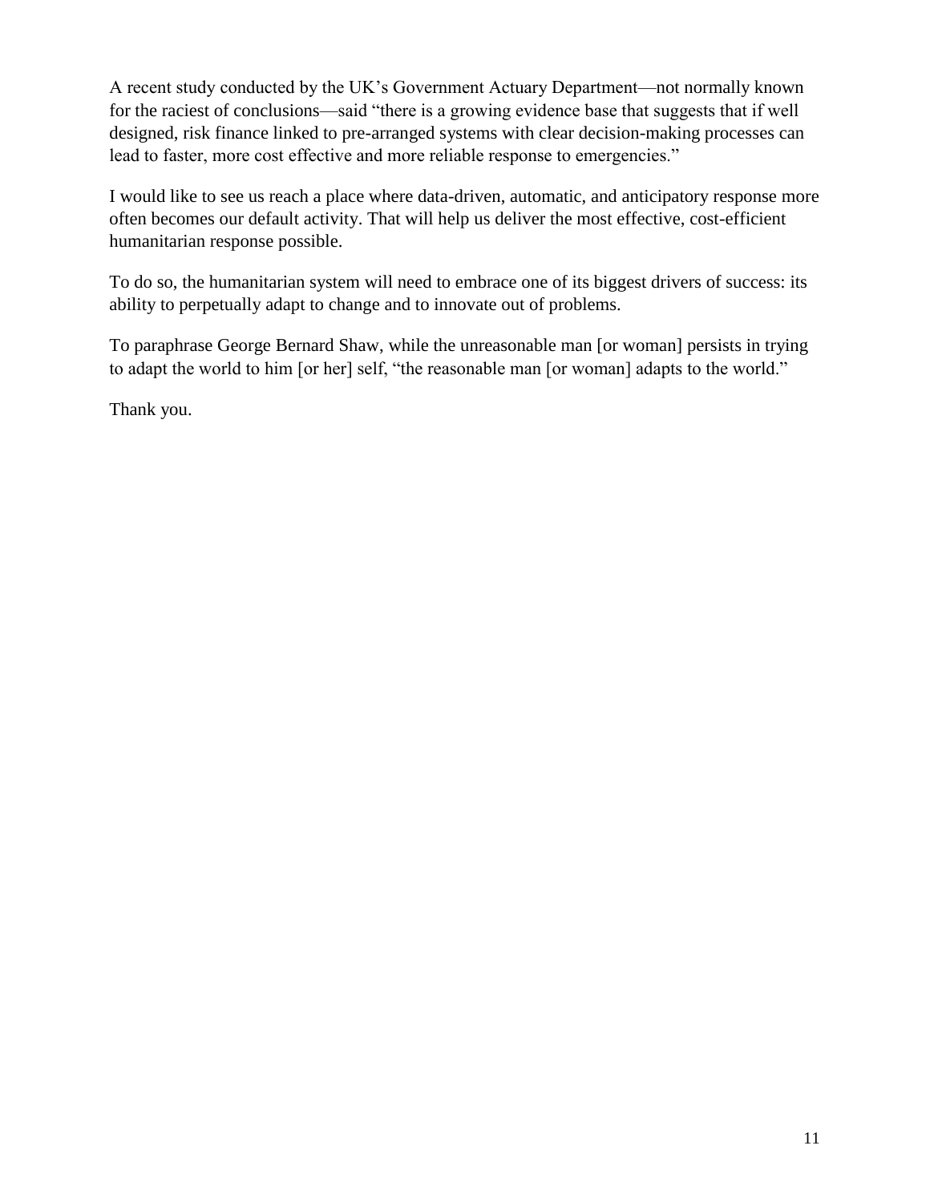A recent study conducted by the UK's Government Actuary Department—not normally known for the raciest of conclusions—said "there is a growing evidence base that suggests that if well designed, risk finance linked to pre-arranged systems with clear decision-making processes can lead to faster, more cost effective and more reliable response to emergencies."

I would like to see us reach a place where data-driven, automatic, and anticipatory response more often becomes our default activity. That will help us deliver the most effective, cost-efficient humanitarian response possible.

To do so, the humanitarian system will need to embrace one of its biggest drivers of success: its ability to perpetually adapt to change and to innovate out of problems.

To paraphrase George Bernard Shaw, while the unreasonable man [or woman] persists in trying to adapt the world to him [or her] self, "the reasonable man [or woman] adapts to the world."

Thank you.